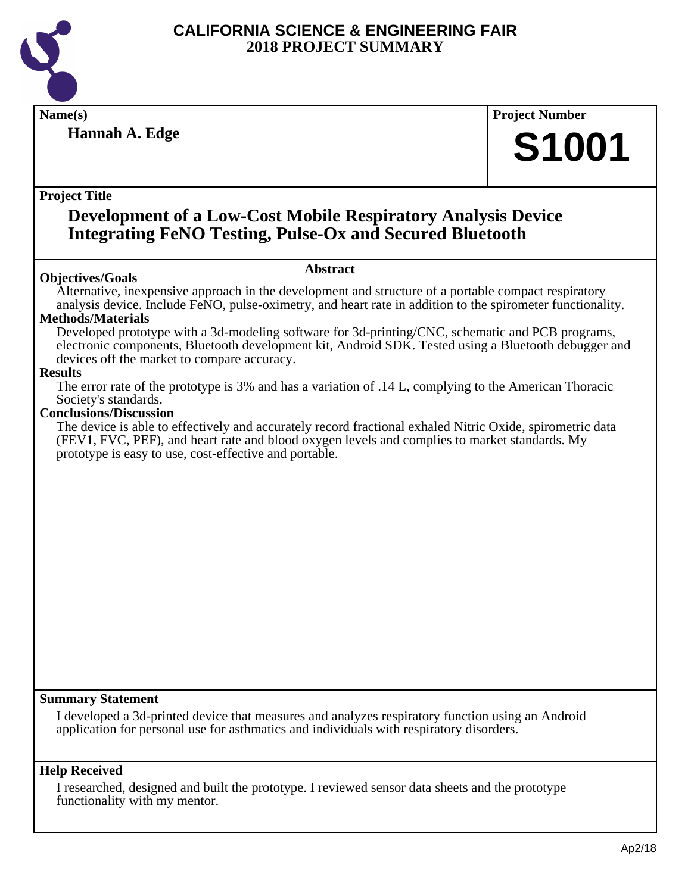# CALIFORNIA SCIENCE & ENGINEERING FAIR
## 2018 PROJECT SUMMARY

**Name(s)**

**Hannah A. Edge**

**Project Number**

**S1001**

**Project Title**

## Development of a Low-Cost Mobile Respiratory Analysis Device Integrating FeNO Testing, Pulse-Ox and Secured Bluetooth

### Abstract

**Objectives/Goals**

Alternative, inexpensive approach in the development and structure of a portable compact respiratory analysis device. Include FeNO, pulse-oximetry, and heart rate in addition to the spirometer functionality.

**Methods/Materials**

Developed prototype with a 3d-modeling software for 3d-printing/CNC, schematic and PCB programs, electronic components, Bluetooth development kit, Android SDK. Tested using a Bluetooth debugger and devices off the market to compare accuracy.

**Results**

The error rate of the prototype is 3% and has a variation of .14 L, complying to the American Thoracic Society's standards.

**Conclusions/Discussion**

The device is able to effectively and accurately record fractional exhaled Nitric Oxide, spirometric data (FEV1, FVC, PEF), and heart rate and blood oxygen levels and complies to market standards. My prototype is easy to use, cost-effective and portable.

**Summary Statement**

I developed a 3d-printed device that measures and analyzes respiratory function using an Android application for personal use for asthmatics and individuals with respiratory disorders.

**Help Received**

I researched, designed and built the prototype. I reviewed sensor data sheets and the prototype functionality with my mentor.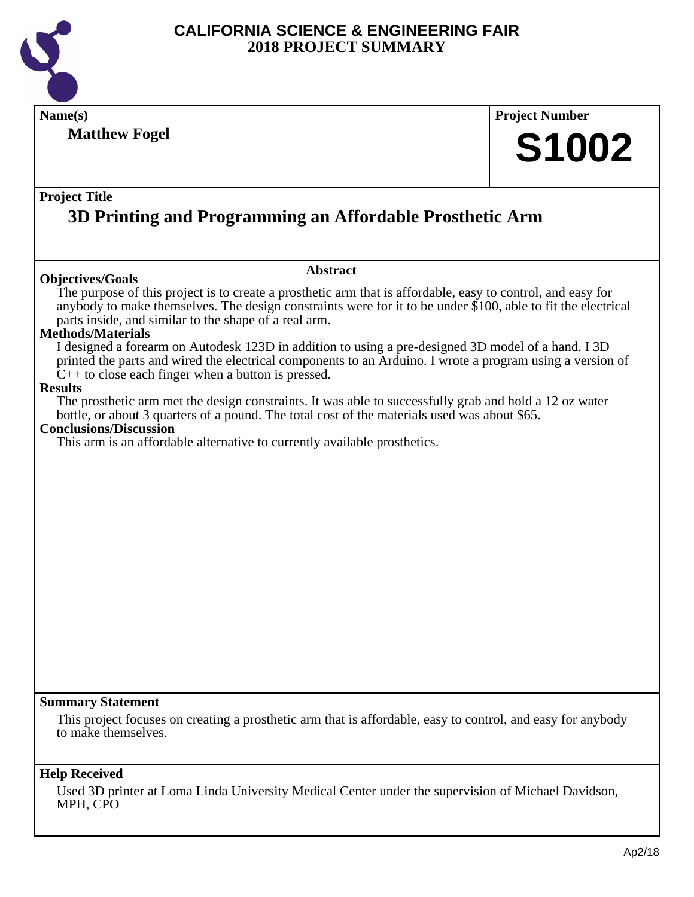# CALIFORNIA SCIENCE & ENGINEERING FAIR
## 2018 PROJECT SUMMARY

**Name(s)**
**Matthew Fogel**

**Project Number**
**S1002**

**Project Title**
## 3D Printing and Programming an Affordable Prosthetic Arm

### Abstract

**Objectives/Goals**
The purpose of this project is to create a prosthetic arm that is affordable, easy to control, and easy for anybody to make themselves. The design constraints were for it to be under $100, able to fit the electrical parts inside, and similar to the shape of a real arm.

**Methods/Materials**
I designed a forearm on Autodesk 123D in addition to using a pre-designed 3D model of a hand. I 3D printed the parts and wired the electrical components to an Arduino. I wrote a program using a version of C++ to close each finger when a button is pressed.

**Results**
The prosthetic arm met the design constraints. It was able to successfully grab and hold a 12 oz water bottle, or about 3 quarters of a pound. The total cost of the materials used was about $65.

**Conclusions/Discussion**
This arm is an affordable alternative to currently available prosthetics.

**Summary Statement**
This project focuses on creating a prosthetic arm that is affordable, easy to control, and easy for anybody to make themselves.

**Help Received**
Used 3D printer at Loma Linda University Medical Center under the supervision of Michael Davidson, MPH, CPO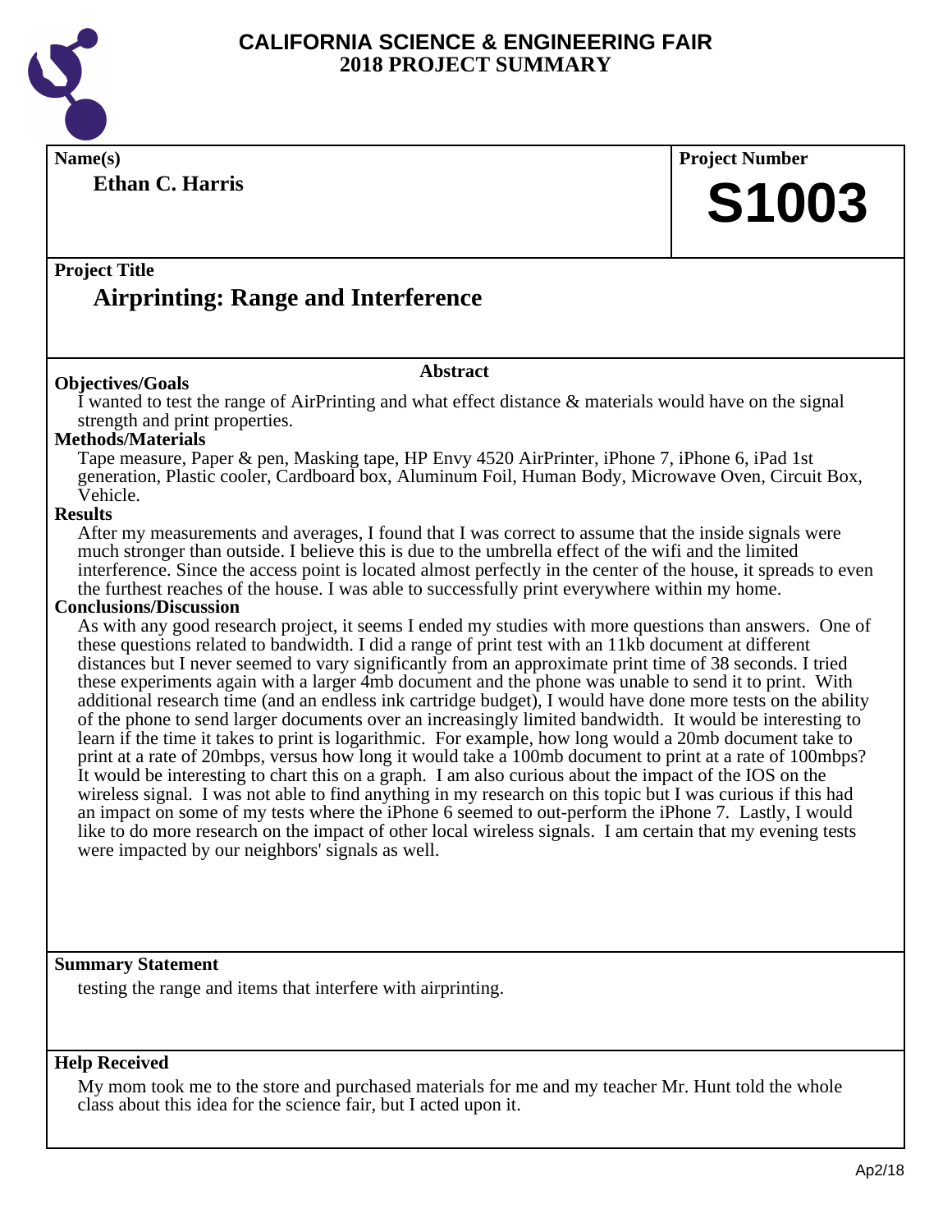# CALIFORNIA SCIENCE & ENGINEERING FAIR
## 2018 PROJECT SUMMARY

**Name(s)**

**Ethan C. Harris**

**Project Number**

# S1003

**Project Title**

## Airprinting: Range and Interference

### Abstract

**Objectives/Goals**

I wanted to test the range of AirPrinting and what effect distance & materials would have on the signal strength and print properties.

**Methods/Materials**

Tape measure, Paper & pen, Masking tape, HP Envy 4520 AirPrinter, iPhone 7, iPhone 6, iPad 1st generation, Plastic cooler, Cardboard box, Aluminum Foil, Human Body, Microwave Oven, Circuit Box, Vehicle.

**Results**

After my measurements and averages, I found that I was correct to assume that the inside signals were much stronger than outside. I believe this is due to the umbrella effect of the wifi and the limited interference. Since the access point is located almost perfectly in the center of the house, it spreads to even the furthest reaches of the house. I was able to successfully print everywhere within my home.

**Conclusions/Discussion**

As with any good research project, it seems I ended my studies with more questions than answers. One of these questions related to bandwidth. I did a range of print test with an 11kb document at different distances but I never seemed to vary significantly from an approximate print time of 38 seconds. I tried these experiments again with a larger 4mb document and the phone was unable to send it to print. With additional research time (and an endless ink cartridge budget), I would have done more tests on the ability of the phone to send larger documents over an increasingly limited bandwidth. It would be interesting to learn if the time it takes to print is logarithmic. For example, how long would a 20mb document take to print at a rate of 20mbps, versus how long it would take a 100mb document to print at a rate of 100mbps? It would be interesting to chart this on a graph. I am also curious about the impact of the IOS on the wireless signal. I was not able to find anything in my research on this topic but I was curious if this had an impact on some of my tests where the iPhone 6 seemed to out-perform the iPhone 7. Lastly, I would like to do more research on the impact of other local wireless signals. I am certain that my evening tests were impacted by our neighbors' signals as well.

**Summary Statement**

testing the range and items that interfere with airprinting.

**Help Received**

My mom took me to the store and purchased materials for me and my teacher Mr. Hunt told the whole class about this idea for the science fair, but I acted upon it.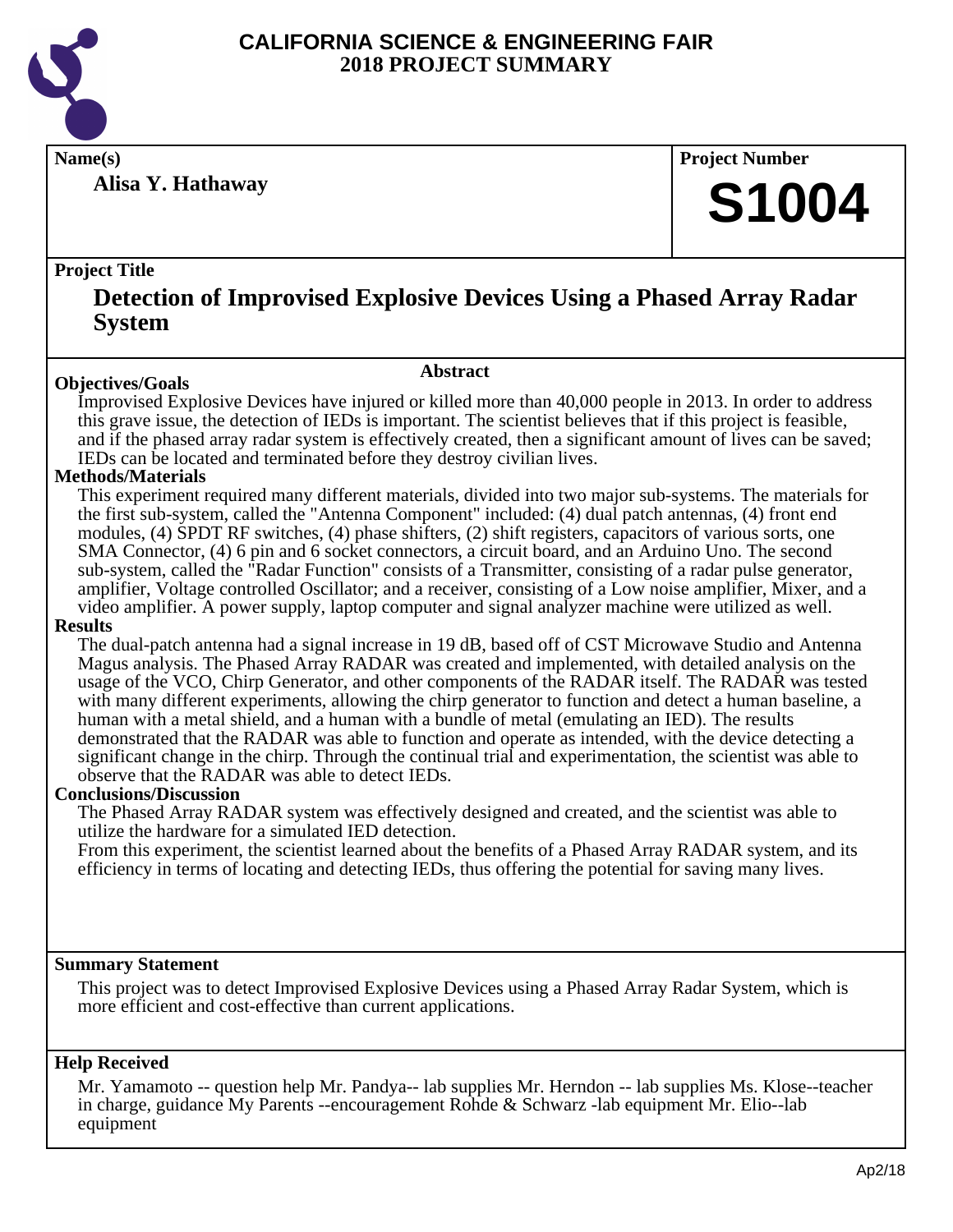# CALIFORNIA SCIENCE & ENGINEERING FAIR 2018 PROJECT SUMMARY

**Name(s)**

**Alisa Y. Hathaway**

**Project Number**

**S1004**

**Project Title**

## Detection of Improvised Explosive Devices Using a Phased Array Radar System

### Abstract

**Objectives/Goals**

Improvised Explosive Devices have injured or killed more than 40,000 people in 2013. In order to address this grave issue, the detection of IEDs is important. The scientist believes that if this project is feasible, and if the phased array radar system is effectively created, then a significant amount of lives can be saved; IEDs can be located and terminated before they destroy civilian lives.

**Methods/Materials**

This experiment required many different materials, divided into two major sub-systems. The materials for the first sub-system, called the "Antenna Component" included: (4) dual patch antennas, (4) front end modules, (4) SPDT RF switches, (4) phase shifters, (2) shift registers, capacitors of various sorts, one SMA Connector, (4) 6 pin and 6 socket connectors, a circuit board, and an Arduino Uno. The second sub-system, called the "Radar Function" consists of a Transmitter, consisting of a radar pulse generator, amplifier, Voltage controlled Oscillator; and a receiver, consisting of a Low noise amplifier, Mixer, and a video amplifier. A power supply, laptop computer and signal analyzer machine were utilized as well.

**Results**

The dual-patch antenna had a signal increase in 19 dB, based off of CST Microwave Studio and Antenna Magus analysis. The Phased Array RADAR was created and implemented, with detailed analysis on the usage of the VCO, Chirp Generator, and other components of the RADAR itself. The RADAR was tested with many different experiments, allowing the chirp generator to function and detect a human baseline, a human with a metal shield, and a human with a bundle of metal (emulating an IED). The results demonstrated that the RADAR was able to function and operate as intended, with the device detecting a significant change in the chirp. Through the continual trial and experimentation, the scientist was able to observe that the RADAR was able to detect IEDs.

**Conclusions/Discussion**

The Phased Array RADAR system was effectively designed and created, and the scientist was able to utilize the hardware for a simulated IED detection.

From this experiment, the scientist learned about the benefits of a Phased Array RADAR system, and its efficiency in terms of locating and detecting IEDs, thus offering the potential for saving many lives.

**Summary Statement**

This project was to detect Improvised Explosive Devices using a Phased Array Radar System, which is more efficient and cost-effective than current applications.

**Help Received**

Mr. Yamamoto -- question help Mr. Pandya-- lab supplies Mr. Herndon -- lab supplies Ms. Klose--teacher in charge, guidance My Parents --encouragement Rohde & Schwarz -lab equipment Mr. Elio--lab equipment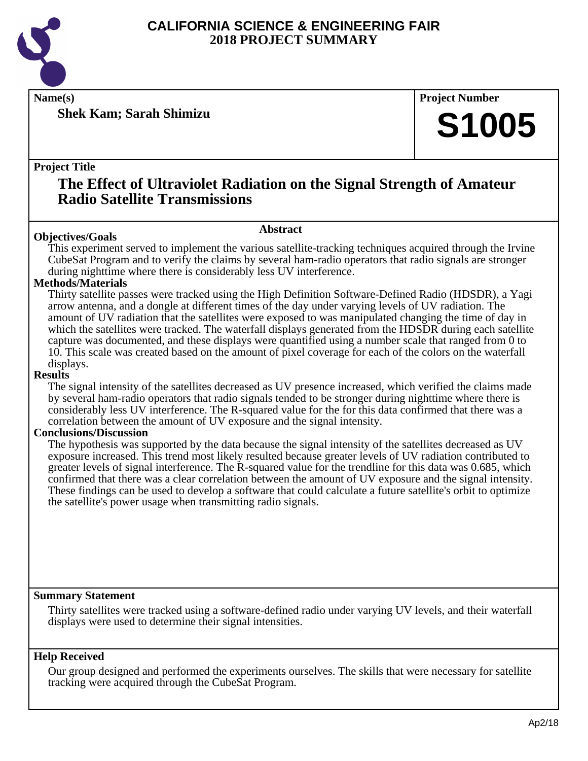# CALIFORNIA SCIENCE & ENGINEERING FAIR
# 2018 PROJECT SUMMARY

**Name(s)**

**Shek Kam; Sarah Shimizu**

**Project Number**

**S1005**

**Project Title**

## The Effect of Ultraviolet Radiation on the Signal Strength of Amateur Radio Satellite Transmissions

### Abstract

**Objectives/Goals**

This experiment served to implement the various satellite-tracking techniques acquired through the Irvine CubeSat Program and to verify the claims by several ham-radio operators that radio signals are stronger during nighttime where there is considerably less UV interference.

**Methods/Materials**

Thirty satellite passes were tracked using the High Definition Software-Defined Radio (HDSDR), a Yagi arrow antenna, and a dongle at different times of the day under varying levels of UV radiation. The amount of UV radiation that the satellites were exposed to was manipulated changing the time of day in which the satellites were tracked. The waterfall displays generated from the HDSDR during each satellite capture was documented, and these displays were quantified using a number scale that ranged from 0 to 10. This scale was created based on the amount of pixel coverage for each of the colors on the waterfall displays.

**Results**

The signal intensity of the satellites decreased as UV presence increased, which verified the claims made by several ham-radio operators that radio signals tended to be stronger during nighttime where there is considerably less UV interference. The R-squared value for the for this data confirmed that there was a correlation between the amount of UV exposure and the signal intensity.

**Conclusions/Discussion**

The hypothesis was supported by the data because the signal intensity of the satellites decreased as UV exposure increased. This trend most likely resulted because greater levels of UV radiation contributed to greater levels of signal interference. The R-squared value for the trendline for this data was 0.685, which confirmed that there was a clear correlation between the amount of UV exposure and the signal intensity. These findings can be used to develop a software that could calculate a future satellite's orbit to optimize the satellite's power usage when transmitting radio signals.

**Summary Statement**

Thirty satellites were tracked using a software-defined radio under varying UV levels, and their waterfall displays were used to determine their signal intensities.

**Help Received**

Our group designed and performed the experiments ourselves. The skills that were necessary for satellite tracking were acquired through the CubeSat Program.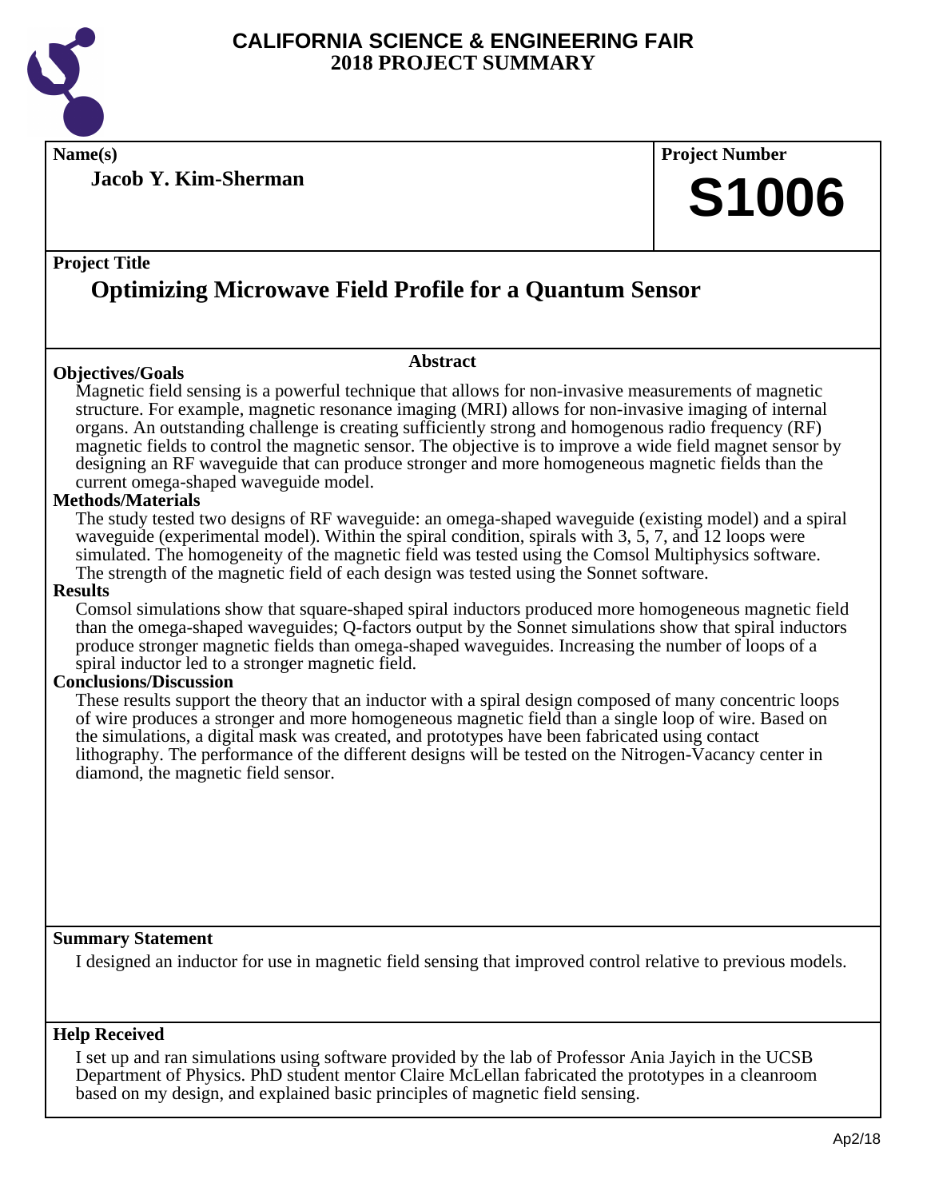# CALIFORNIA SCIENCE & ENGINEERING FAIR
## 2018 PROJECT SUMMARY

**Name(s)**

**Jacob Y. Kim-Sherman**

**Project Number**

# S1006

**Project Title**

## Optimizing Microwave Field Profile for a Quantum Sensor

### Abstract

**Objectives/Goals**

Magnetic field sensing is a powerful technique that allows for non-invasive measurements of magnetic structure. For example, magnetic resonance imaging (MRI) allows for non-invasive imaging of internal organs. An outstanding challenge is creating sufficiently strong and homogenous radio frequency (RF) magnetic fields to control the magnetic sensor. The objective is to improve a wide field magnet sensor by designing an RF waveguide that can produce stronger and more homogeneous magnetic fields than the current omega-shaped waveguide model.

**Methods/Materials**

The study tested two designs of RF waveguide: an omega-shaped waveguide (existing model) and a spiral waveguide (experimental model). Within the spiral condition, spirals with 3, 5, 7, and 12 loops were simulated. The homogeneity of the magnetic field was tested using the Comsol Multiphysics software. The strength of the magnetic field of each design was tested using the Sonnet software.

**Results**

Comsol simulations show that square-shaped spiral inductors produced more homogeneous magnetic field than the omega-shaped waveguides; Q-factors output by the Sonnet simulations show that spiral inductors produce stronger magnetic fields than omega-shaped waveguides. Increasing the number of loops of a spiral inductor led to a stronger magnetic field.

**Conclusions/Discussion**

These results support the theory that an inductor with a spiral design composed of many concentric loops of wire produces a stronger and more homogeneous magnetic field than a single loop of wire. Based on the simulations, a digital mask was created, and prototypes have been fabricated using contact lithography. The performance of the different designs will be tested on the Nitrogen-Vacancy center in diamond, the magnetic field sensor.

**Summary Statement**

I designed an inductor for use in magnetic field sensing that improved control relative to previous models.

**Help Received**

I set up and ran simulations using software provided by the lab of Professor Ania Jayich in the UCSB Department of Physics. PhD student mentor Claire McLellan fabricated the prototypes in a cleanroom based on my design, and explained basic principles of magnetic field sensing.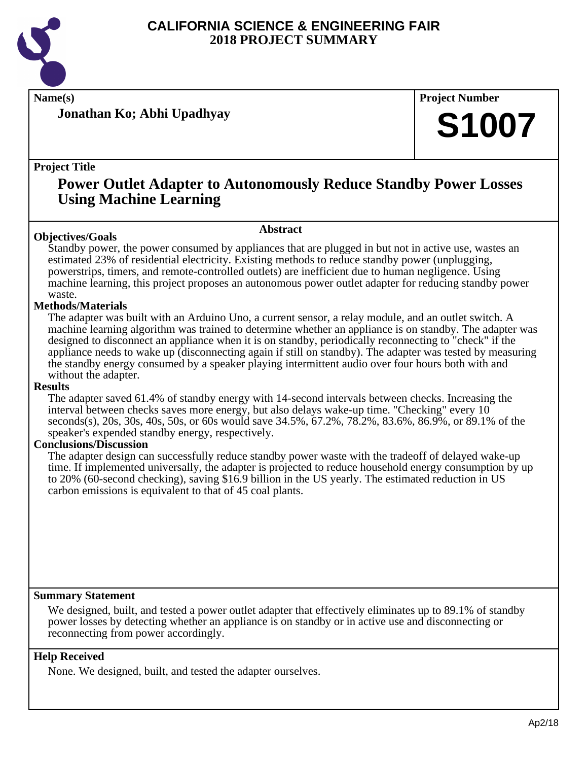# CALIFORNIA SCIENCE & ENGINEERING FAIR
## 2018 PROJECT SUMMARY

**Name(s)**

**Jonathan Ko; Abhi Upadhyay**

**Project Number**

**S1007**

**Project Title**

## Power Outlet Adapter to Autonomously Reduce Standby Power Losses Using Machine Learning

### Abstract

**Objectives/Goals**

Standby power, the power consumed by appliances that are plugged in but not in active use, wastes an estimated 23% of residential electricity. Existing methods to reduce standby power (unplugging, powerstrips, timers, and remote-controlled outlets) are inefficient due to human negligence. Using machine learning, this project proposes an autonomous power outlet adapter for reducing standby power waste.

**Methods/Materials**

The adapter was built with an Arduino Uno, a current sensor, a relay module, and an outlet switch. A machine learning algorithm was trained to determine whether an appliance is on standby. The adapter was designed to disconnect an appliance when it is on standby, periodically reconnecting to "check" if the appliance needs to wake up (disconnecting again if still on standby). The adapter was tested by measuring the standby energy consumed by a speaker playing intermittent audio over four hours both with and without the adapter.

**Results**

The adapter saved 61.4% of standby energy with 14-second intervals between checks. Increasing the interval between checks saves more energy, but also delays wake-up time. "Checking" every 10 seconds(s), 20s, 30s, 40s, 50s, or 60s would save 34.5%, 67.2%, 78.2%, 83.6%, 86.9%, or 89.1% of the speaker's expended standby energy, respectively.

**Conclusions/Discussion**

The adapter design can successfully reduce standby power waste with the tradeoff of delayed wake-up time. If implemented universally, the adapter is projected to reduce household energy consumption by up to 20% (60-second checking), saving $16.9 billion in the US yearly. The estimated reduction in US carbon emissions is equivalent to that of 45 coal plants.

**Summary Statement**

We designed, built, and tested a power outlet adapter that effectively eliminates up to 89.1% of standby power losses by detecting whether an appliance is on standby or in active use and disconnecting or reconnecting from power accordingly.

**Help Received**

None. We designed, built, and tested the adapter ourselves.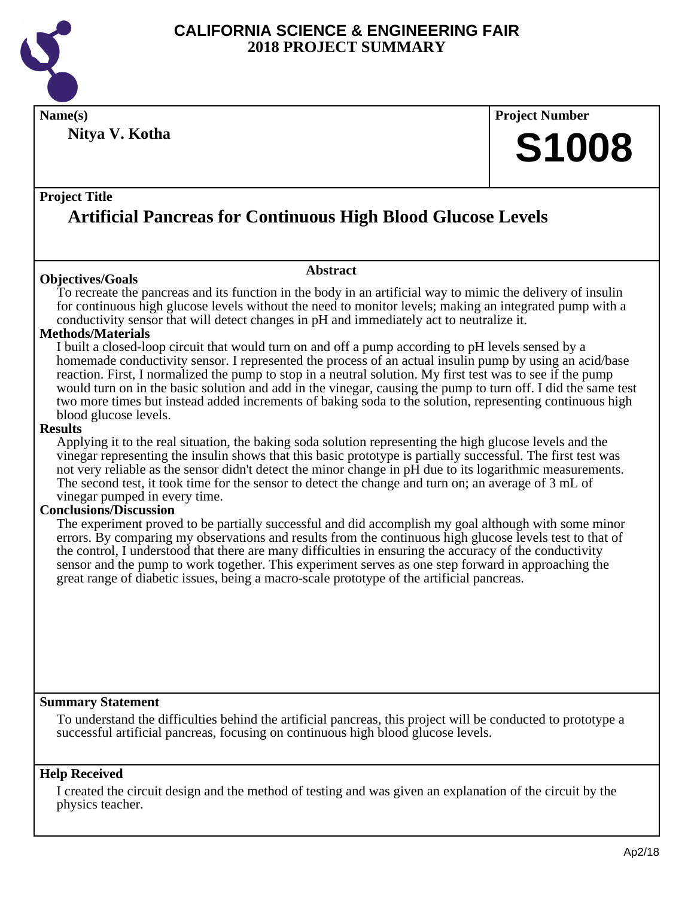# CALIFORNIA SCIENCE & ENGINEERING FAIR
## 2018 PROJECT SUMMARY

**Name(s)**

**Nitya V. Kotha**

**Project Number**

# S1008

**Project Title**

## Artificial Pancreas for Continuous High Blood Glucose Levels

### Abstract

**Objectives/Goals**

To recreate the pancreas and its function in the body in an artificial way to mimic the delivery of insulin for continuous high glucose levels without the need to monitor levels; making an integrated pump with a conductivity sensor that will detect changes in pH and immediately act to neutralize it.

**Methods/Materials**

I built a closed-loop circuit that would turn on and off a pump according to pH levels sensed by a homemade conductivity sensor. I represented the process of an actual insulin pump by using an acid/base reaction. First, I normalized the pump to stop in a neutral solution. My first test was to see if the pump would turn on in the basic solution and add in the vinegar, causing the pump to turn off. I did the same test two more times but instead added increments of baking soda to the solution, representing continuous high blood glucose levels.

**Results**

Applying it to the real situation, the baking soda solution representing the high glucose levels and the vinegar representing the insulin shows that this basic prototype is partially successful. The first test was not very reliable as the sensor didn't detect the minor change in pH due to its logarithmic measurements. The second test, it took time for the sensor to detect the change and turn on; an average of 3 mL of vinegar pumped in every time.

**Conclusions/Discussion**

The experiment proved to be partially successful and did accomplish my goal although with some minor errors. By comparing my observations and results from the continuous high glucose levels test to that of the control, I understood that there are many difficulties in ensuring the accuracy of the conductivity sensor and the pump to work together. This experiment serves as one step forward in approaching the great range of diabetic issues, being a macro-scale prototype of the artificial pancreas.

**Summary Statement**

To understand the difficulties behind the artificial pancreas, this project will be conducted to prototype a successful artificial pancreas, focusing on continuous high blood glucose levels.

**Help Received**

I created the circuit design and the method of testing and was given an explanation of the circuit by the physics teacher.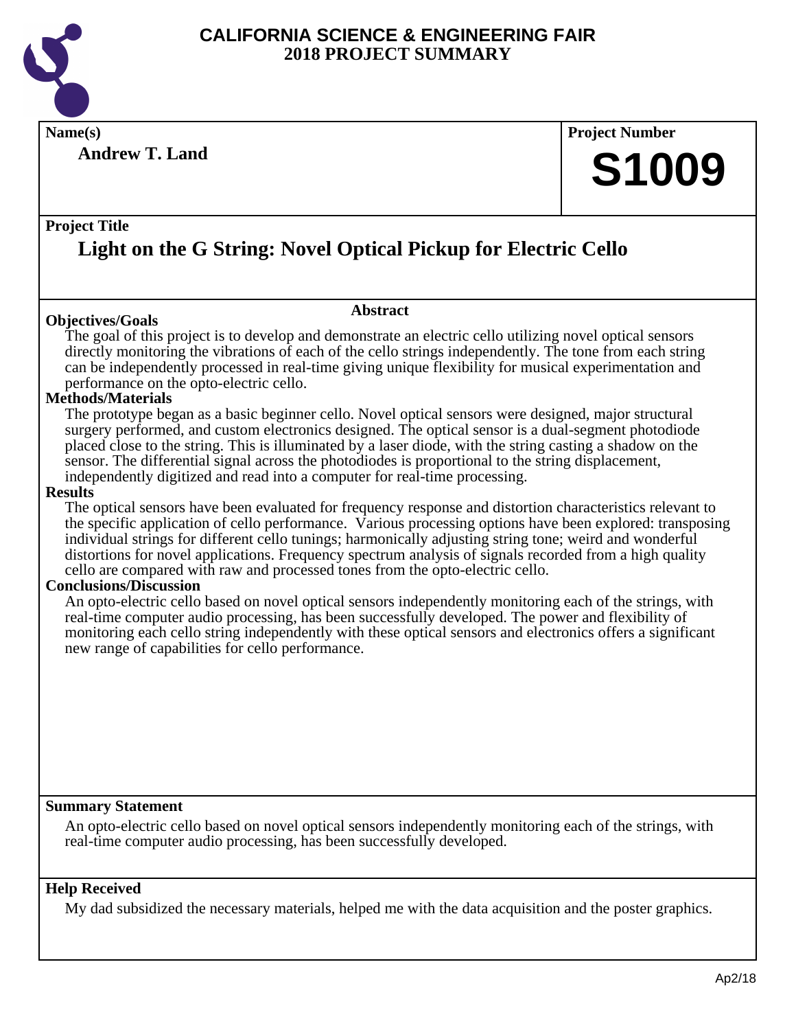# CALIFORNIA SCIENCE & ENGINEERING FAIR
## 2018 PROJECT SUMMARY

**Name(s)**

**Andrew T. Land**

**Project Number**

**S1009**

**Project Title**

## Light on the G String: Novel Optical Pickup for Electric Cello

**Abstract**

**Objectives/Goals**

The goal of this project is to develop and demonstrate an electric cello utilizing novel optical sensors directly monitoring the vibrations of each of the cello strings independently. The tone from each string can be independently processed in real-time giving unique flexibility for musical experimentation and performance on the opto-electric cello.

**Methods/Materials**

The prototype began as a basic beginner cello. Novel optical sensors were designed, major structural surgery performed, and custom electronics designed. The optical sensor is a dual-segment photodiode placed close to the string. This is illuminated by a laser diode, with the string casting a shadow on the sensor. The differential signal across the photodiodes is proportional to the string displacement, independently digitized and read into a computer for real-time processing.

**Results**

The optical sensors have been evaluated for frequency response and distortion characteristics relevant to the specific application of cello performance. Various processing options have been explored: transposing individual strings for different cello tunings; harmonically adjusting string tone; weird and wonderful distortions for novel applications. Frequency spectrum analysis of signals recorded from a high quality cello are compared with raw and processed tones from the opto-electric cello.

**Conclusions/Discussion**

An opto-electric cello based on novel optical sensors independently monitoring each of the strings, with real-time computer audio processing, has been successfully developed. The power and flexibility of monitoring each cello string independently with these optical sensors and electronics offers a significant new range of capabilities for cello performance.

**Summary Statement**

An opto-electric cello based on novel optical sensors independently monitoring each of the strings, with real-time computer audio processing, has been successfully developed.

**Help Received**

My dad subsidized the necessary materials, helped me with the data acquisition and the poster graphics.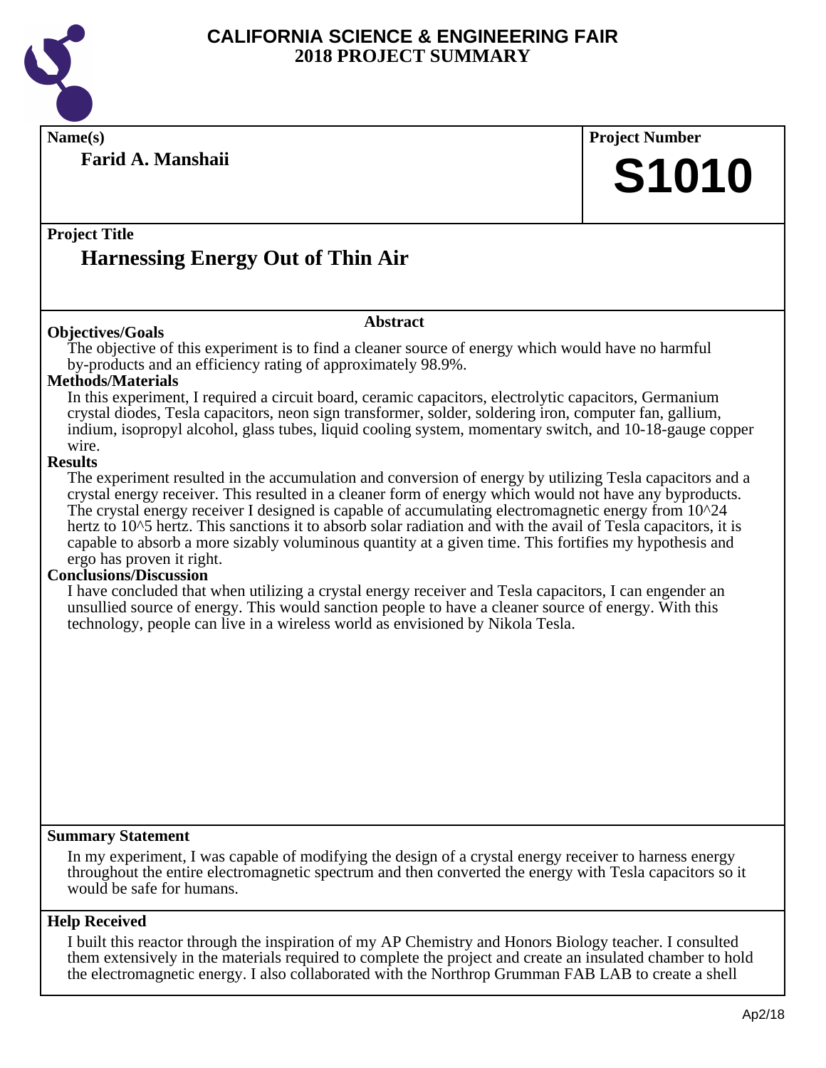# CALIFORNIA SCIENCE & ENGINEERING FAIR
## 2018 PROJECT SUMMARY

**Name(s)**

**Farid A. Manshaii**

**Project Number**

**S1010**

**Project Title**

## Harnessing Energy Out of Thin Air

### Abstract

**Objectives/Goals**

The objective of this experiment is to find a cleaner source of energy which would have no harmful by-products and an efficiency rating of approximately 98.9%.

**Methods/Materials**

In this experiment, I required a circuit board, ceramic capacitors, electrolytic capacitors, Germanium crystal diodes, Tesla capacitors, neon sign transformer, solder, soldering iron, computer fan, gallium, indium, isopropyl alcohol, glass tubes, liquid cooling system, momentary switch, and 10-18-gauge copper wire.

**Results**

The experiment resulted in the accumulation and conversion of energy by utilizing Tesla capacitors and a crystal energy receiver. This resulted in a cleaner form of energy which would not have any byproducts. The crystal energy receiver I designed is capable of accumulating electromagnetic energy from $10^{24}$ hertz to $10^{5}$ hertz. This sanctions it to absorb solar radiation and with the avail of Tesla capacitors, it is capable to absorb a more sizably voluminous quantity at a given time. This fortifies my hypothesis and ergo has proven it right.

**Conclusions/Discussion**

I have concluded that when utilizing a crystal energy receiver and Tesla capacitors, I can engender an unsullied source of energy. This would sanction people to have a cleaner source of energy. With this technology, people can live in a wireless world as envisioned by Nikola Tesla.

**Summary Statement**

In my experiment, I was capable of modifying the design of a crystal energy receiver to harness energy throughout the entire electromagnetic spectrum and then converted the energy with Tesla capacitors so it would be safe for humans.

**Help Received**

I built this reactor through the inspiration of my AP Chemistry and Honors Biology teacher. I consulted them extensively in the materials required to complete the project and create an insulated chamber to hold the electromagnetic energy. I also collaborated with the Northrop Grumman FAB LAB to create a shell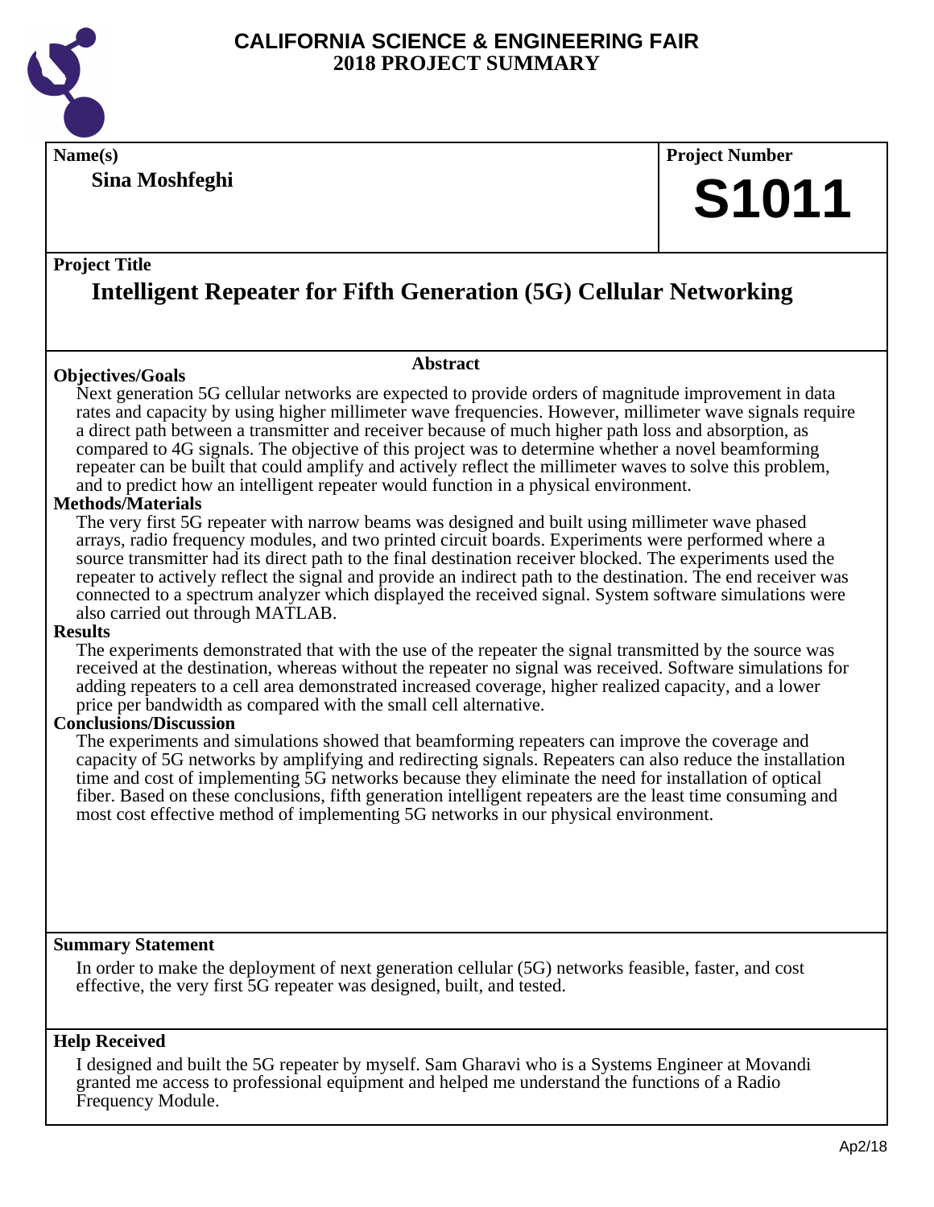# CALIFORNIA SCIENCE & ENGINEERING FAIR
## 2018 PROJECT SUMMARY

**Name(s)**

**Sina Moshfeghi**

**Project Number**

**S1011**

**Project Title**

## Intelligent Repeater for Fifth Generation (5G) Cellular Networking

### Abstract

**Objectives/Goals**

Next generation 5G cellular networks are expected to provide orders of magnitude improvement in data rates and capacity by using higher millimeter wave frequencies. However, millimeter wave signals require a direct path between a transmitter and receiver because of much higher path loss and absorption, as compared to 4G signals. The objective of this project was to determine whether a novel beamforming repeater can be built that could amplify and actively reflect the millimeter waves to solve this problem, and to predict how an intelligent repeater would function in a physical environment.

**Methods/Materials**

The very first 5G repeater with narrow beams was designed and built using millimeter wave phased arrays, radio frequency modules, and two printed circuit boards. Experiments were performed where a source transmitter had its direct path to the final destination receiver blocked. The experiments used the repeater to actively reflect the signal and provide an indirect path to the destination. The end receiver was connected to a spectrum analyzer which displayed the received signal. System software simulations were also carried out through MATLAB.

**Results**

The experiments demonstrated that with the use of the repeater the signal transmitted by the source was received at the destination, whereas without the repeater no signal was received. Software simulations for adding repeaters to a cell area demonstrated increased coverage, higher realized capacity, and a lower price per bandwidth as compared with the small cell alternative.

**Conclusions/Discussion**

The experiments and simulations showed that beamforming repeaters can improve the coverage and capacity of 5G networks by amplifying and redirecting signals. Repeaters can also reduce the installation time and cost of implementing 5G networks because they eliminate the need for installation of optical fiber. Based on these conclusions, fifth generation intelligent repeaters are the least time consuming and most cost effective method of implementing 5G networks in our physical environment.

**Summary Statement**

In order to make the deployment of next generation cellular (5G) networks feasible, faster, and cost effective, the very first 5G repeater was designed, built, and tested.

**Help Received**

I designed and built the 5G repeater by myself. Sam Gharavi who is a Systems Engineer at Movandi granted me access to professional equipment and helped me understand the functions of a Radio Frequency Module.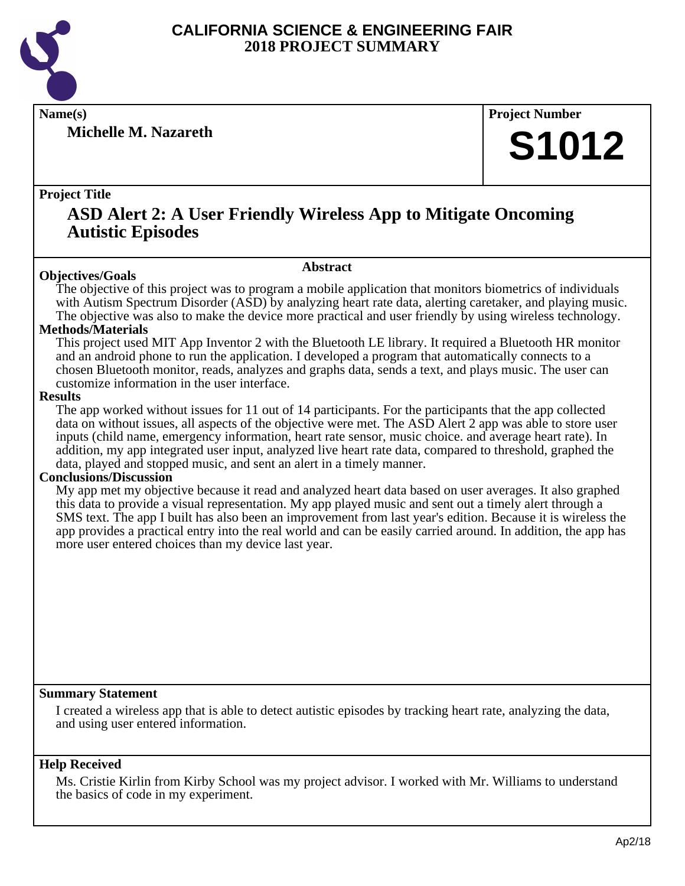# CALIFORNIA SCIENCE & ENGINEERING FAIR
## 2018 PROJECT SUMMARY

**Name(s)**

**Michelle M. Nazareth**

**Project Number**

**S1012**

**Project Title**

## ASD Alert 2: A User Friendly Wireless App to Mitigate Oncoming Autistic Episodes

### Abstract

**Objectives/Goals**

The objective of this project was to program a mobile application that monitors biometrics of individuals with Autism Spectrum Disorder (ASD) by analyzing heart rate data, alerting caretaker, and playing music. The objective was also to make the device more practical and user friendly by using wireless technology.

**Methods/Materials**

This project used MIT App Inventor 2 with the Bluetooth LE library. It required a Bluetooth HR monitor and an android phone to run the application. I developed a program that automatically connects to a chosen Bluetooth monitor, reads, analyzes and graphs data, sends a text, and plays music. The user can customize information in the user interface.

**Results**

The app worked without issues for 11 out of 14 participants. For the participants that the app collected data on without issues, all aspects of the objective were met. The ASD Alert 2 app was able to store user inputs (child name, emergency information, heart rate sensor, music choice. and average heart rate). In addition, my app integrated user input, analyzed live heart rate data, compared to threshold, graphed the data, played and stopped music, and sent an alert in a timely manner.

**Conclusions/Discussion**

My app met my objective because it read and analyzed heart data based on user averages. It also graphed this data to provide a visual representation. My app played music and sent out a timely alert through a SMS text. The app I built has also been an improvement from last year's edition. Because it is wireless the app provides a practical entry into the real world and can be easily carried around. In addition, the app has more user entered choices than my device last year.

**Summary Statement**

I created a wireless app that is able to detect autistic episodes by tracking heart rate, analyzing the data, and using user entered information.

**Help Received**

Ms. Cristie Kirlin from Kirby School was my project advisor. I worked with Mr. Williams to understand the basics of code in my experiment.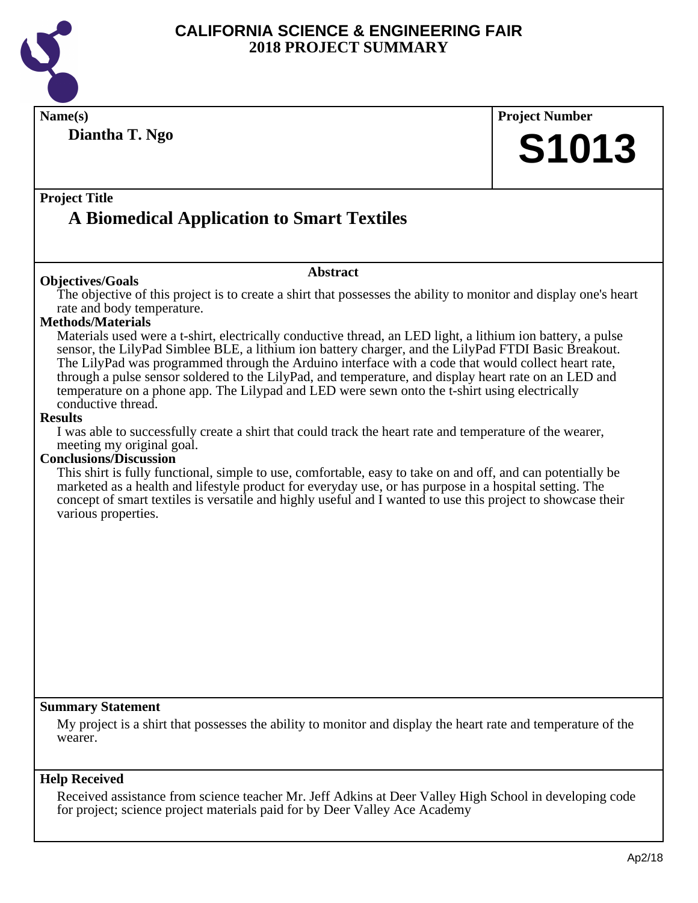# CALIFORNIA SCIENCE & ENGINEERING FAIR
## 2018 PROJECT SUMMARY

**Name(s)**

**Diantha T. Ngo**

**Project Number**

**S1013**

**Project Title**

## A Biomedical Application to Smart Textiles

### Abstract

**Objectives/Goals**

The objective of this project is to create a shirt that possesses the ability to monitor and display one's heart rate and body temperature.

**Methods/Materials**

Materials used were a t-shirt, electrically conductive thread, an LED light, a lithium ion battery, a pulse sensor, the LilyPad Simblee BLE, a lithium ion battery charger, and the LilyPad FTDI Basic Breakout. The LilyPad was programmed through the Arduino interface with a code that would collect heart rate, through a pulse sensor soldered to the LilyPad, and temperature, and display heart rate on an LED and temperature on a phone app. The Lilypad and LED were sewn onto the t-shirt using electrically conductive thread.

**Results**

I was able to successfully create a shirt that could track the heart rate and temperature of the wearer, meeting my original goal.

**Conclusions/Discussion**

This shirt is fully functional, simple to use, comfortable, easy to take on and off, and can potentially be marketed as a health and lifestyle product for everyday use, or has purpose in a hospital setting. The concept of smart textiles is versatile and highly useful and I wanted to use this project to showcase their various properties.

**Summary Statement**

My project is a shirt that possesses the ability to monitor and display the heart rate and temperature of the wearer.

**Help Received**

Received assistance from science teacher Mr. Jeff Adkins at Deer Valley High School in developing code for project; science project materials paid for by Deer Valley Ace Academy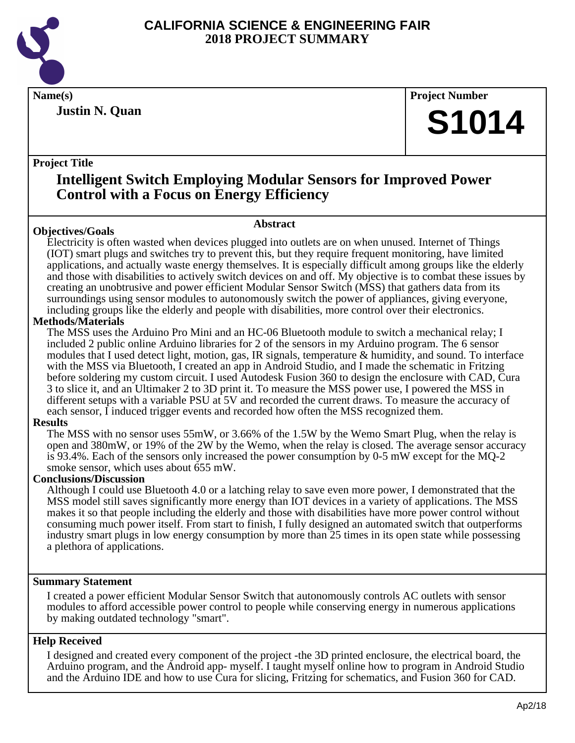# CALIFORNIA SCIENCE & ENGINEERING FAIR
## 2018 PROJECT SUMMARY

**Name(s)**

**Justin N. Quan**

**Project Number**

**S1014**

**Project Title**

## Intelligent Switch Employing Modular Sensors for Improved Power Control with a Focus on Energy Efficiency

### Abstract

**Objectives/Goals**

Electricity is often wasted when devices plugged into outlets are on when unused. Internet of Things (IOT) smart plugs and switches try to prevent this, but they require frequent monitoring, have limited applications, and actually waste energy themselves. It is especially difficult among groups like the elderly and those with disabilities to actively switch devices on and off. My objective is to combat these issues by creating an unobtrusive and power efficient Modular Sensor Switch (MSS) that gathers data from its surroundings using sensor modules to autonomously switch the power of appliances, giving everyone, including groups like the elderly and people with disabilities, more control over their electronics.

**Methods/Materials**

The MSS uses the Arduino Pro Mini and an HC-06 Bluetooth module to switch a mechanical relay; I included 2 public online Arduino libraries for 2 of the sensors in my Arduino program. The 6 sensor modules that I used detect light, motion, gas, IR signals, temperature & humidity, and sound. To interface with the MSS via Bluetooth, I created an app in Android Studio, and I made the schematic in Fritzing before soldering my custom circuit. I used Autodesk Fusion 360 to design the enclosure with CAD, Cura 3 to slice it, and an Ultimaker 2 to 3D print it. To measure the MSS power use, I powered the MSS in different setups with a variable PSU at 5V and recorded the current draws. To measure the accuracy of each sensor, I induced trigger events and recorded how often the MSS recognized them.

**Results**

The MSS with no sensor uses 55mW, or 3.66% of the 1.5W by the Wemo Smart Plug, when the relay is open and 380mW, or 19% of the 2W by the Wemo, when the relay is closed. The average sensor accuracy is 93.4%. Each of the sensors only increased the power consumption by 0-5 mW except for the MQ-2 smoke sensor, which uses about 655 mW.

**Conclusions/Discussion**

Although I could use Bluetooth 4.0 or a latching relay to save even more power, I demonstrated that the MSS model still saves significantly more energy than IOT devices in a variety of applications. The MSS makes it so that people including the elderly and those with disabilities have more power control without consuming much power itself. From start to finish, I fully designed an automated switch that outperforms industry smart plugs in low energy consumption by more than 25 times in its open state while possessing a plethora of applications.

**Summary Statement**

I created a power efficient Modular Sensor Switch that autonomously controls AC outlets with sensor modules to afford accessible power control to people while conserving energy in numerous applications by making outdated technology "smart".

**Help Received**

I designed and created every component of the project -the 3D printed enclosure, the electrical board, the Arduino program, and the Android app- myself. I taught myself online how to program in Android Studio and the Arduino IDE and how to use Cura for slicing, Fritzing for schematics, and Fusion 360 for CAD.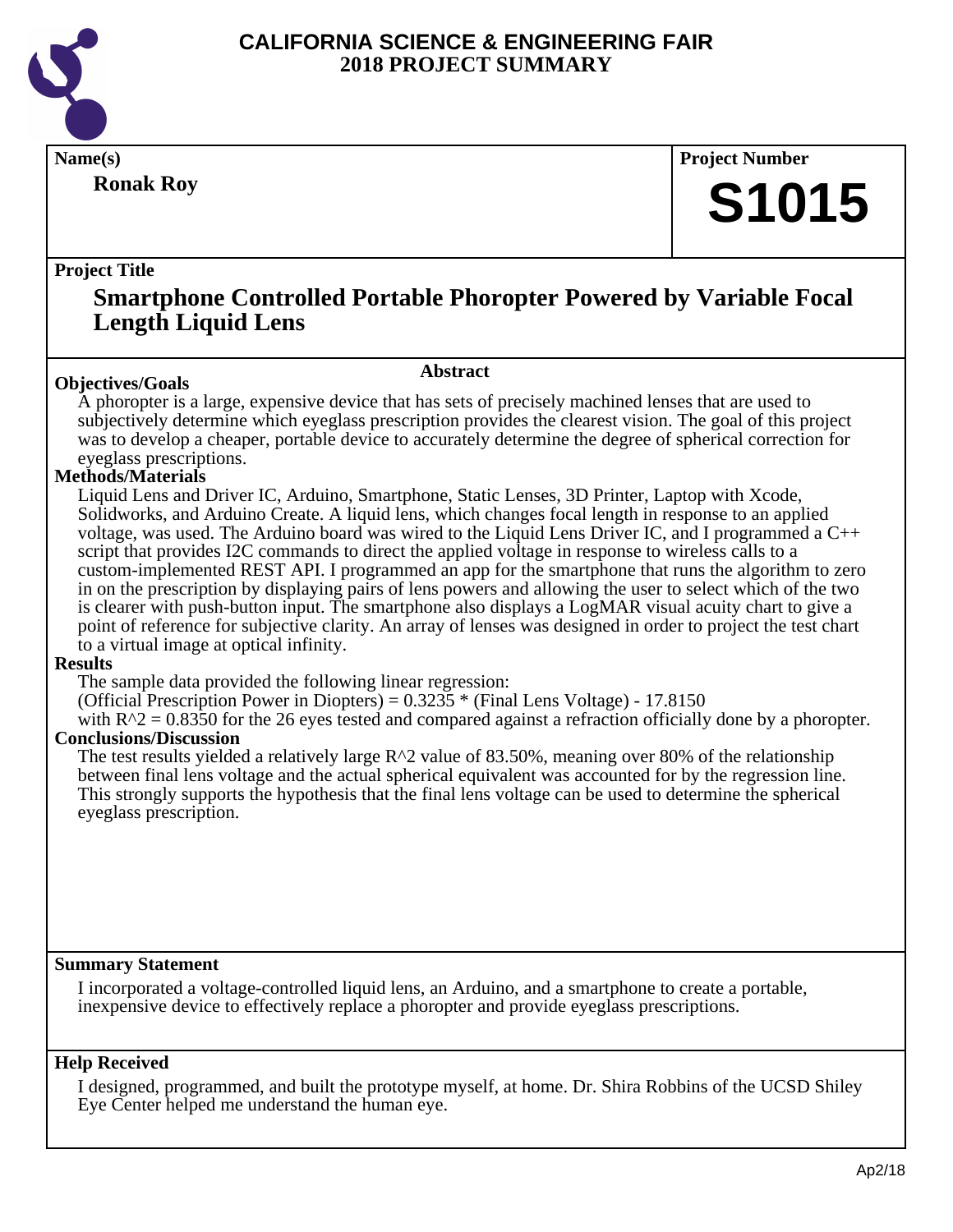# CALIFORNIA SCIENCE & ENGINEERING FAIR
## 2018 PROJECT SUMMARY

**Name(s)**

**Ronak Roy**

**Project Number**

**S1015**

**Project Title**

## Smartphone Controlled Portable Phoropter Powered by Variable Focal Length Liquid Lens

### Abstract

**Objectives/Goals**

A phoropter is a large, expensive device that has sets of precisely machined lenses that are used to subjectively determine which eyeglass prescription provides the clearest vision. The goal of this project was to develop a cheaper, portable device to accurately determine the degree of spherical correction for eyeglass prescriptions.

**Methods/Materials**

Liquid Lens and Driver IC, Arduino, Smartphone, Static Lenses, 3D Printer, Laptop with Xcode, Solidworks, and Arduino Create. A liquid lens, which changes focal length in response to an applied voltage, was used. The Arduino board was wired to the Liquid Lens Driver IC, and I programmed a C++ script that provides I2C commands to direct the applied voltage in response to wireless calls to a custom-implemented REST API. I programmed an app for the smartphone that runs the algorithm to zero in on the prescription by displaying pairs of lens powers and allowing the user to select which of the two is clearer with push-button input. The smartphone also displays a LogMAR visual acuity chart to give a point of reference for subjective clarity. An array of lenses was designed in order to project the test chart to a virtual image at optical infinity.

**Results**

The sample data provided the following linear regression:

(Official Prescription Power in Diopters) = 0.3235 * (Final Lens Voltage) - 17.8150

with $R^2 = 0.8350$ for the 26 eyes tested and compared against a refraction officially done by a phoropter.

**Conclusions/Discussion**

The test results yielded a relatively large $R^2$ value of 83.50%, meaning over 80% of the relationship between final lens voltage and the actual spherical equivalent was accounted for by the regression line. This strongly supports the hypothesis that the final lens voltage can be used to determine the spherical eyeglass prescription.

**Summary Statement**

I incorporated a voltage-controlled liquid lens, an Arduino, and a smartphone to create a portable, inexpensive device to effectively replace a phoropter and provide eyeglass prescriptions.

**Help Received**

I designed, programmed, and built the prototype myself, at home. Dr. Shira Robbins of the UCSD Shiley Eye Center helped me understand the human eye.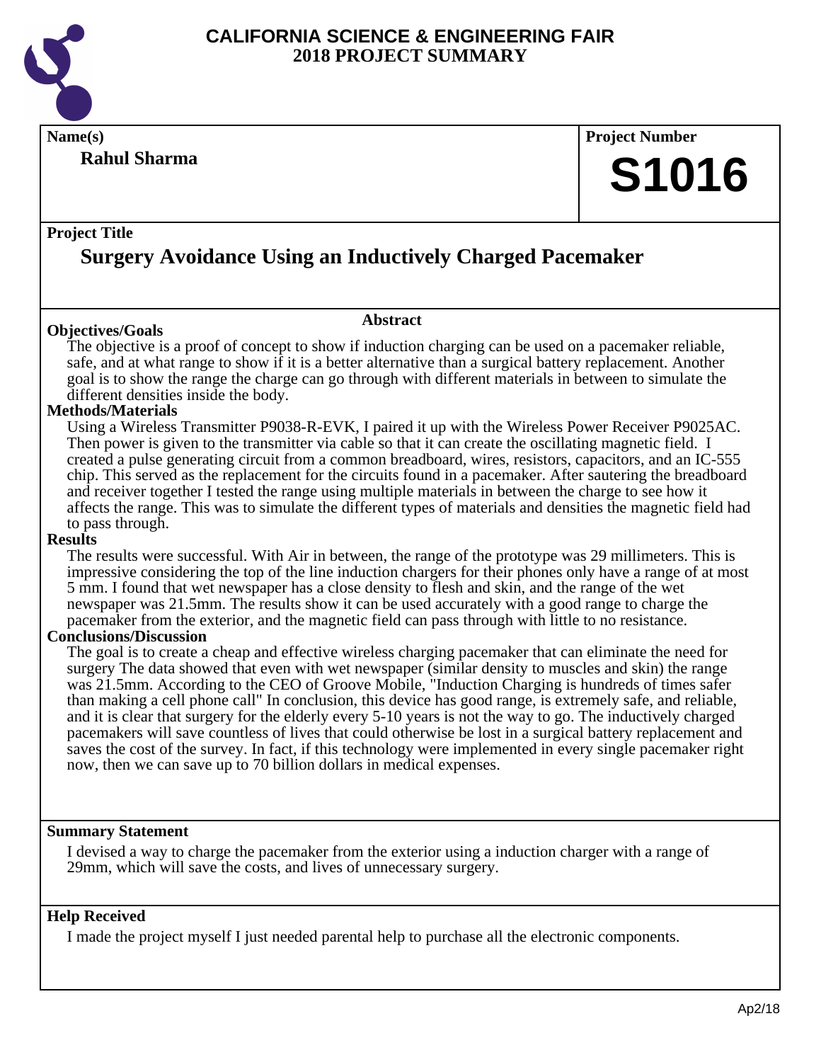# CALIFORNIA SCIENCE & ENGINEERING FAIR
## 2018 PROJECT SUMMARY

**Name(s)**

**Rahul Sharma**

**Project Number**

**S1016**

**Project Title**

## Surgery Avoidance Using an Inductively Charged Pacemaker

### Abstract

**Objectives/Goals**

The objective is a proof of concept to show if induction charging can be used on a pacemaker reliable, safe, and at what range to show if it is a better alternative than a surgical battery replacement. Another goal is to show the range the charge can go through with different materials in between to simulate the different densities inside the body.

**Methods/Materials**

Using a Wireless Transmitter P9038-R-EVK, I paired it up with the Wireless Power Receiver P9025AC. Then power is given to the transmitter via cable so that it can create the oscillating magnetic field. I created a pulse generating circuit from a common breadboard, wires, resistors, capacitors, and an IC-555 chip. This served as the replacement for the circuits found in a pacemaker. After sautering the breadboard and receiver together I tested the range using multiple materials in between the charge to see how it affects the range. This was to simulate the different types of materials and densities the magnetic field had to pass through.

**Results**

The results were successful. With Air in between, the range of the prototype was 29 millimeters. This is impressive considering the top of the line induction chargers for their phones only have a range of at most 5 mm. I found that wet newspaper has a close density to flesh and skin, and the range of the wet newspaper was 21.5mm. The results show it can be used accurately with a good range to charge the pacemaker from the exterior, and the magnetic field can pass through with little to no resistance.

**Conclusions/Discussion**

The goal is to create a cheap and effective wireless charging pacemaker that can eliminate the need for surgery The data showed that even with wet newspaper (similar density to muscles and skin) the range was 21.5mm. According to the CEO of Groove Mobile, "Induction Charging is hundreds of times safer than making a cell phone call" In conclusion, this device has good range, is extremely safe, and reliable, and it is clear that surgery for the elderly every 5-10 years is not the way to go. The inductively charged pacemakers will save countless of lives that could otherwise be lost in a surgical battery replacement and saves the cost of the survey. In fact, if this technology were implemented in every single pacemaker right now, then we can save up to 70 billion dollars in medical expenses.

**Summary Statement**

I devised a way to charge the pacemaker from the exterior using a induction charger with a range of 29mm, which will save the costs, and lives of unnecessary surgery.

**Help Received**

I made the project myself I just needed parental help to purchase all the electronic components.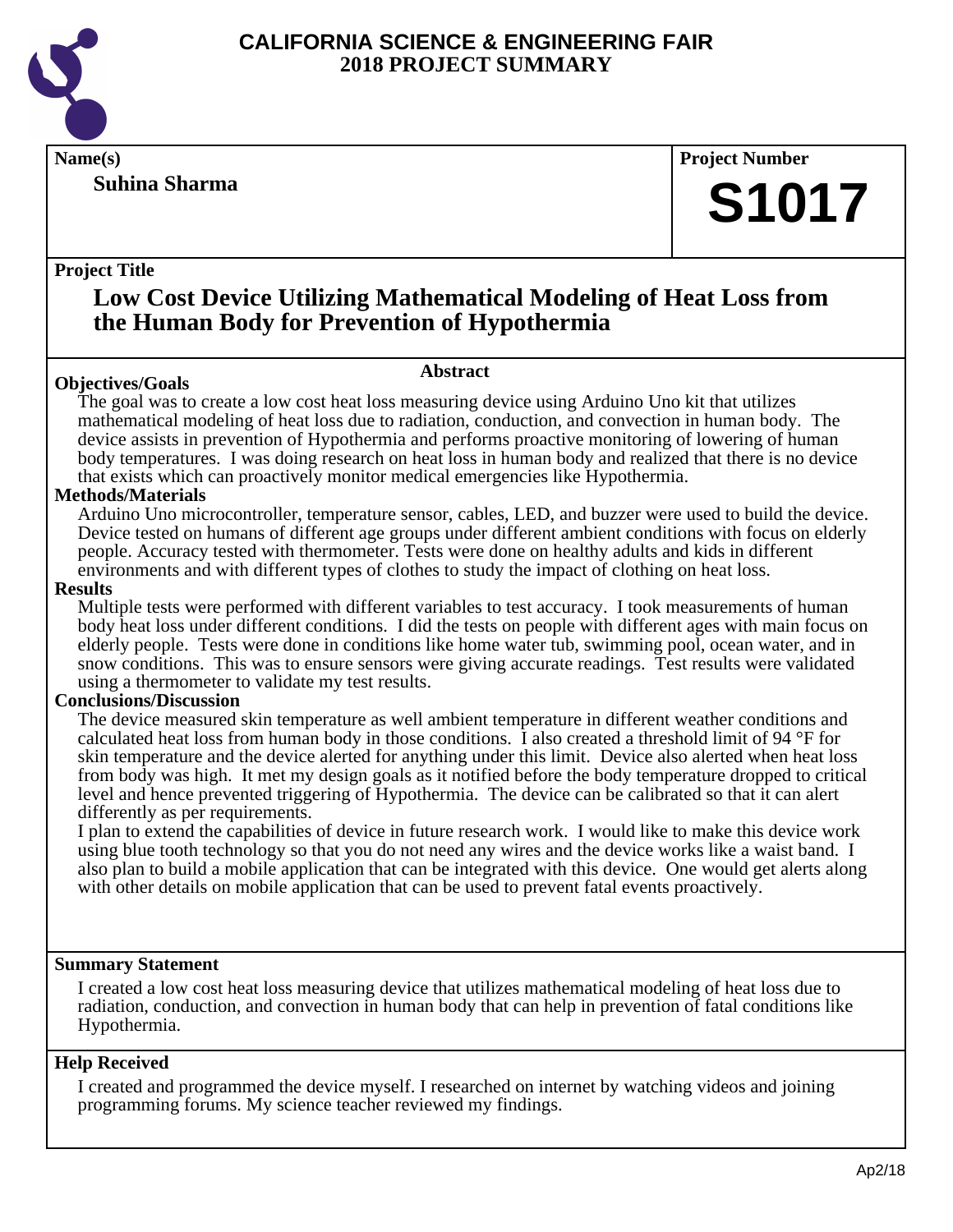# CALIFORNIA SCIENCE & ENGINEERING FAIR
## 2018 PROJECT SUMMARY

**Name(s)**

**Suhina Sharma**

**Project Number**

**S1017**

**Project Title**

## Low Cost Device Utilizing Mathematical Modeling of Heat Loss from the Human Body for Prevention of Hypothermia

### Abstract

**Objectives/Goals**

The goal was to create a low cost heat loss measuring device using Arduino Uno kit that utilizes mathematical modeling of heat loss due to radiation, conduction, and convection in human body. The device assists in prevention of Hypothermia and performs proactive monitoring of lowering of human body temperatures. I was doing research on heat loss in human body and realized that there is no device that exists which can proactively monitor medical emergencies like Hypothermia.

**Methods/Materials**

Arduino Uno microcontroller, temperature sensor, cables, LED, and buzzer were used to build the device. Device tested on humans of different age groups under different ambient conditions with focus on elderly people. Accuracy tested with thermometer. Tests were done on healthy adults and kids in different environments and with different types of clothes to study the impact of clothing on heat loss.

**Results**

Multiple tests were performed with different variables to test accuracy. I took measurements of human body heat loss under different conditions. I did the tests on people with different ages with main focus on elderly people. Tests were done in conditions like home water tub, swimming pool, ocean water, and in snow conditions. This was to ensure sensors were giving accurate readings. Test results were validated using a thermometer to validate my test results.

**Conclusions/Discussion**

The device measured skin temperature as well ambient temperature in different weather conditions and calculated heat loss from human body in those conditions. I also created a threshold limit of 94 °F for skin temperature and the device alerted for anything under this limit. Device also alerted when heat loss from body was high. It met my design goals as it notified before the body temperature dropped to critical level and hence prevented triggering of Hypothermia. The device can be calibrated so that it can alert differently as per requirements.

I plan to extend the capabilities of device in future research work. I would like to make this device work using blue tooth technology so that you do not need any wires and the device works like a waist band. I also plan to build a mobile application that can be integrated with this device. One would get alerts along with other details on mobile application that can be used to prevent fatal events proactively.

**Summary Statement**

I created a low cost heat loss measuring device that utilizes mathematical modeling of heat loss due to radiation, conduction, and convection in human body that can help in prevention of fatal conditions like Hypothermia.

**Help Received**

I created and programmed the device myself. I researched on internet by watching videos and joining programming forums. My science teacher reviewed my findings.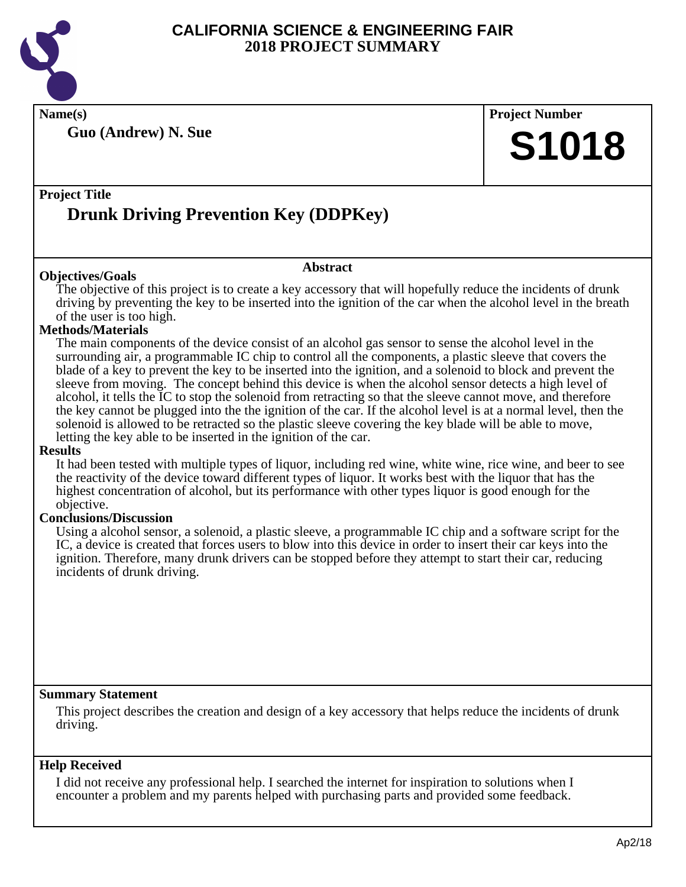# CALIFORNIA SCIENCE & ENGINEERING FAIR
## 2018 PROJECT SUMMARY

**Name(s)**

**Guo (Andrew) N. Sue**

**Project Number**

# S1018

**Project Title**

## Drunk Driving Prevention Key (DDPKey)

### Abstract

**Objectives/Goals**

The objective of this project is to create a key accessory that will hopefully reduce the incidents of drunk driving by preventing the key to be inserted into the ignition of the car when the alcohol level in the breath of the user is too high.

**Methods/Materials**

The main components of the device consist of an alcohol gas sensor to sense the alcohol level in the surrounding air, a programmable IC chip to control all the components, a plastic sleeve that covers the blade of a key to prevent the key to be inserted into the ignition, and a solenoid to block and prevent the sleeve from moving. The concept behind this device is when the alcohol sensor detects a high level of alcohol, it tells the IC to stop the solenoid from retracting so that the sleeve cannot move, and therefore the key cannot be plugged into the the ignition of the car. If the alcohol level is at a normal level, then the solenoid is allowed to be retracted so the plastic sleeve covering the key blade will be able to move, letting the key able to be inserted in the ignition of the car.

**Results**

It had been tested with multiple types of liquor, including red wine, white wine, rice wine, and beer to see the reactivity of the device toward different types of liquor. It works best with the liquor that has the highest concentration of alcohol, but its performance with other types liquor is good enough for the objective.

**Conclusions/Discussion**

Using a alcohol sensor, a solenoid, a plastic sleeve, a programmable IC chip and a software script for the IC, a device is created that forces users to blow into this device in order to insert their car keys into the ignition. Therefore, many drunk drivers can be stopped before they attempt to start their car, reducing incidents of drunk driving.

**Summary Statement**

This project describes the creation and design of a key accessory that helps reduce the incidents of drunk driving.

**Help Received**

I did not receive any professional help. I searched the internet for inspiration to solutions when I encounter a problem and my parents helped with purchasing parts and provided some feedback.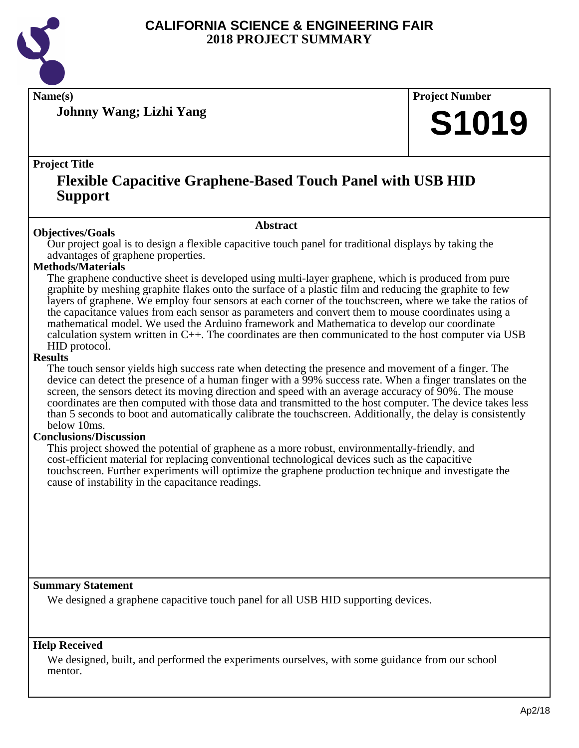# CALIFORNIA SCIENCE & ENGINEERING FAIR
## 2018 PROJECT SUMMARY

**Name(s)**

**Johnny Wang; Lizhi Yang**

**Project Number**

**S1019**

**Project Title**

## Flexible Capacitive Graphene-Based Touch Panel with USB HID Support

### Abstract

**Objectives/Goals**

Our project goal is to design a flexible capacitive touch panel for traditional displays by taking the advantages of graphene properties.

**Methods/Materials**

The graphene conductive sheet is developed using multi-layer graphene, which is produced from pure graphite by meshing graphite flakes onto the surface of a plastic film and reducing the graphite to few layers of graphene. We employ four sensors at each corner of the touchscreen, where we take the ratios of the capacitance values from each sensor as parameters and convert them to mouse coordinates using a mathematical model. We used the Arduino framework and Mathematica to develop our coordinate calculation system written in C++. The coordinates are then communicated to the host computer via USB HID protocol.

**Results**

The touch sensor yields high success rate when detecting the presence and movement of a finger. The device can detect the presence of a human finger with a 99% success rate. When a finger translates on the screen, the sensors detect its moving direction and speed with an average accuracy of 90%. The mouse coordinates are then computed with those data and transmitted to the host computer. The device takes less than 5 seconds to boot and automatically calibrate the touchscreen. Additionally, the delay is consistently below 10ms.

**Conclusions/Discussion**

This project showed the potential of graphene as a more robust, environmentally-friendly, and cost-efficient material for replacing conventional technological devices such as the capacitive touchscreen. Further experiments will optimize the graphene production technique and investigate the cause of instability in the capacitance readings.

**Summary Statement**

We designed a graphene capacitive touch panel for all USB HID supporting devices.

**Help Received**

We designed, built, and performed the experiments ourselves, with some guidance from our school mentor.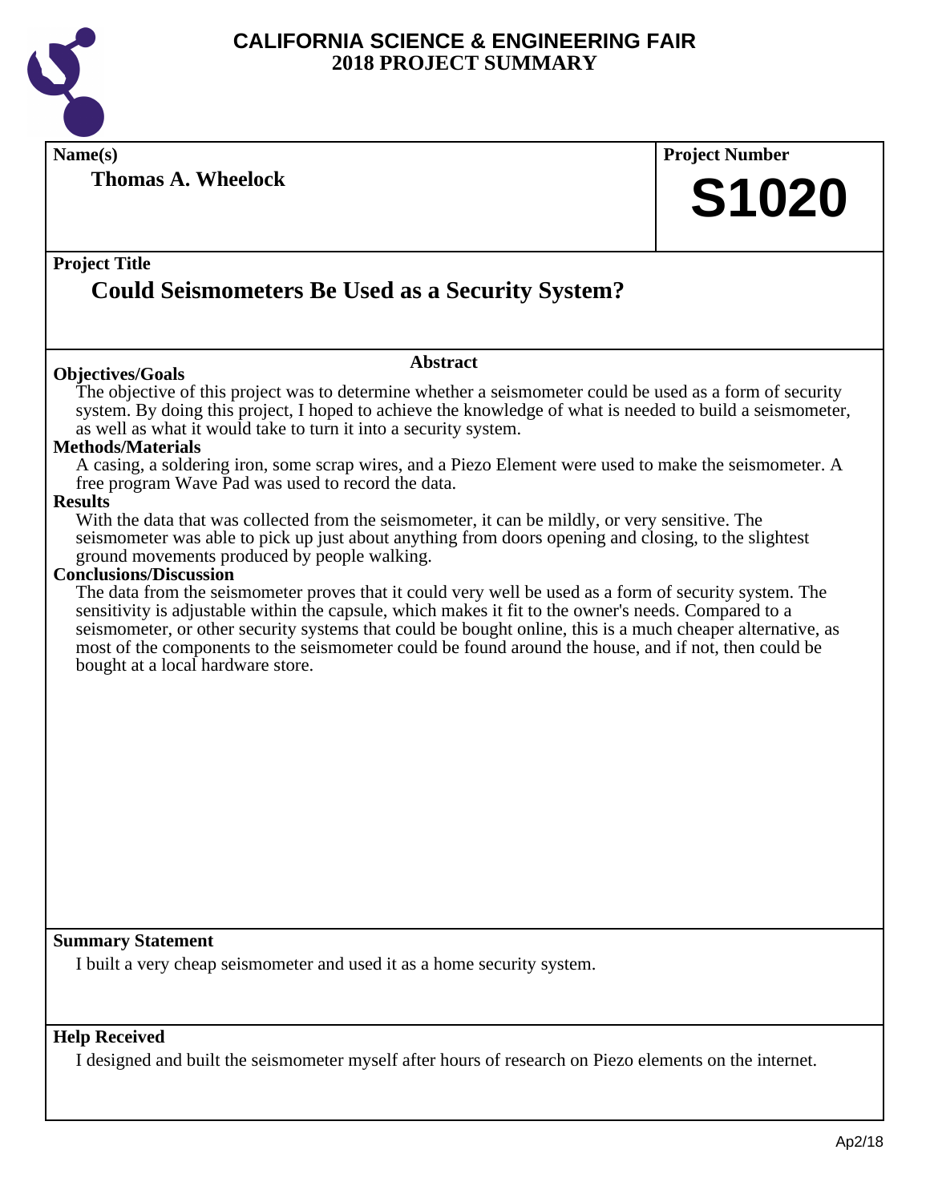# CALIFORNIA SCIENCE & ENGINEERING FAIR
## 2018 PROJECT SUMMARY

**Name(s)**

**Thomas A. Wheelock**

**Project Number**

**S1020**

**Project Title**

## Could Seismometers Be Used as a Security System?

### Abstract

**Objectives/Goals**

The objective of this project was to determine whether a seismometer could be used as a form of security system. By doing this project, I hoped to achieve the knowledge of what is needed to build a seismometer, as well as what it would take to turn it into a security system.

**Methods/Materials**

A casing, a soldering iron, some scrap wires, and a Piezo Element were used to make the seismometer. A free program Wave Pad was used to record the data.

**Results**

With the data that was collected from the seismometer, it can be mildly, or very sensitive. The seismometer was able to pick up just about anything from doors opening and closing, to the slightest ground movements produced by people walking.

**Conclusions/Discussion**

The data from the seismometer proves that it could very well be used as a form of security system. The sensitivity is adjustable within the capsule, which makes it fit to the owner's needs. Compared to a seismometer, or other security systems that could be bought online, this is a much cheaper alternative, as most of the components to the seismometer could be found around the house, and if not, then could be bought at a local hardware store.

**Summary Statement**

I built a very cheap seismometer and used it as a home security system.

**Help Received**

I designed and built the seismometer myself after hours of research on Piezo elements on the internet.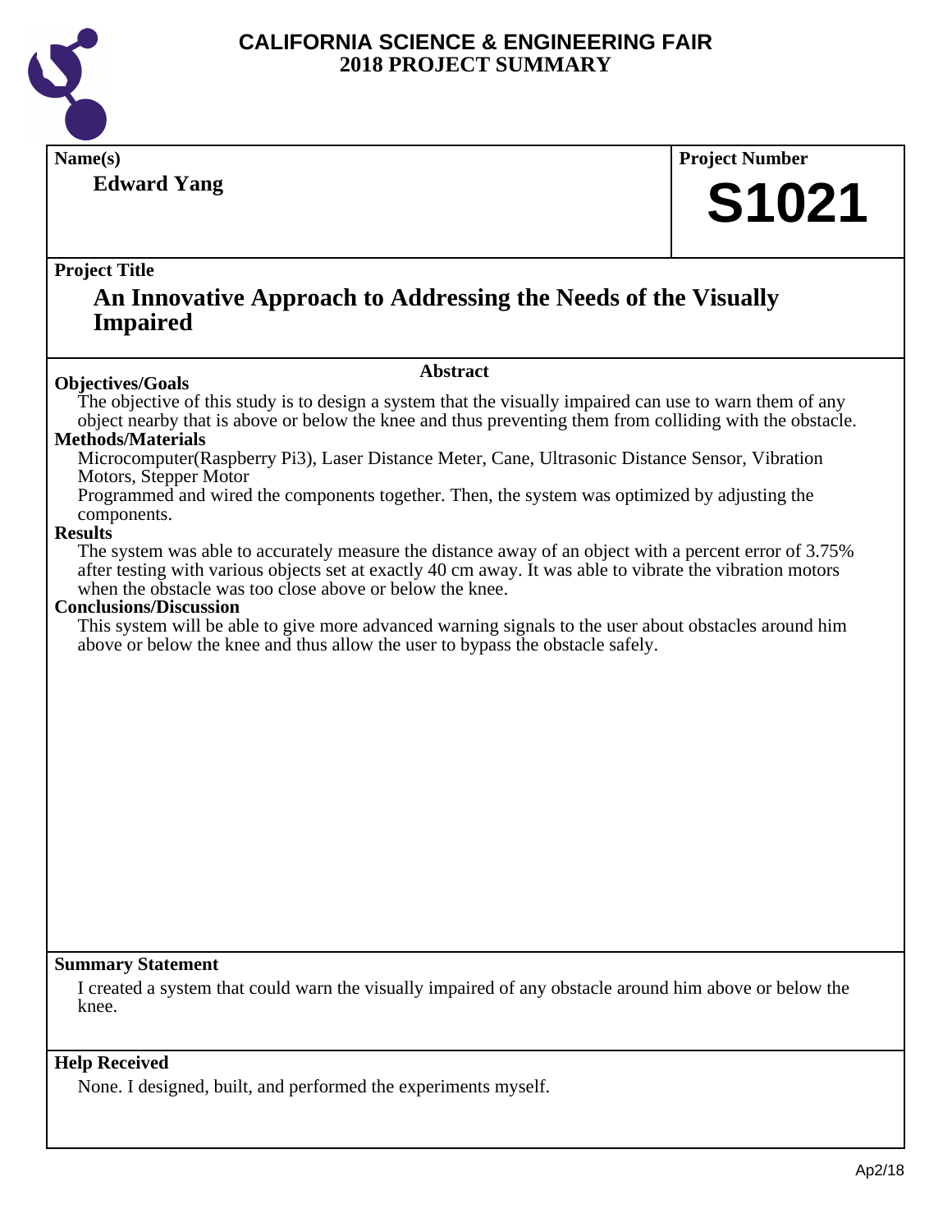# CALIFORNIA SCIENCE & ENGINEERING FAIR
## 2018 PROJECT SUMMARY

**Name(s)**

**Edward Yang**

**Project Number**

**S1021**

**Project Title**

## An Innovative Approach to Addressing the Needs of the Visually Impaired

### Abstract

**Objectives/Goals**

The objective of this study is to design a system that the visually impaired can use to warn them of any object nearby that is above or below the knee and thus preventing them from colliding with the obstacle.

**Methods/Materials**

Microcomputer(Raspberry Pi3), Laser Distance Meter, Cane, Ultrasonic Distance Sensor, Vibration Motors, Stepper Motor

Programmed and wired the components together. Then, the system was optimized by adjusting the components.

**Results**

The system was able to accurately measure the distance away of an object with a percent error of 3.75% after testing with various objects set at exactly 40 cm away. It was able to vibrate the vibration motors when the obstacle was too close above or below the knee.

**Conclusions/Discussion**

This system will be able to give more advanced warning signals to the user about obstacles around him above or below the knee and thus allow the user to bypass the obstacle safely.

**Summary Statement**

I created a system that could warn the visually impaired of any obstacle around him above or below the knee.

**Help Received**

None. I designed, built, and performed the experiments myself.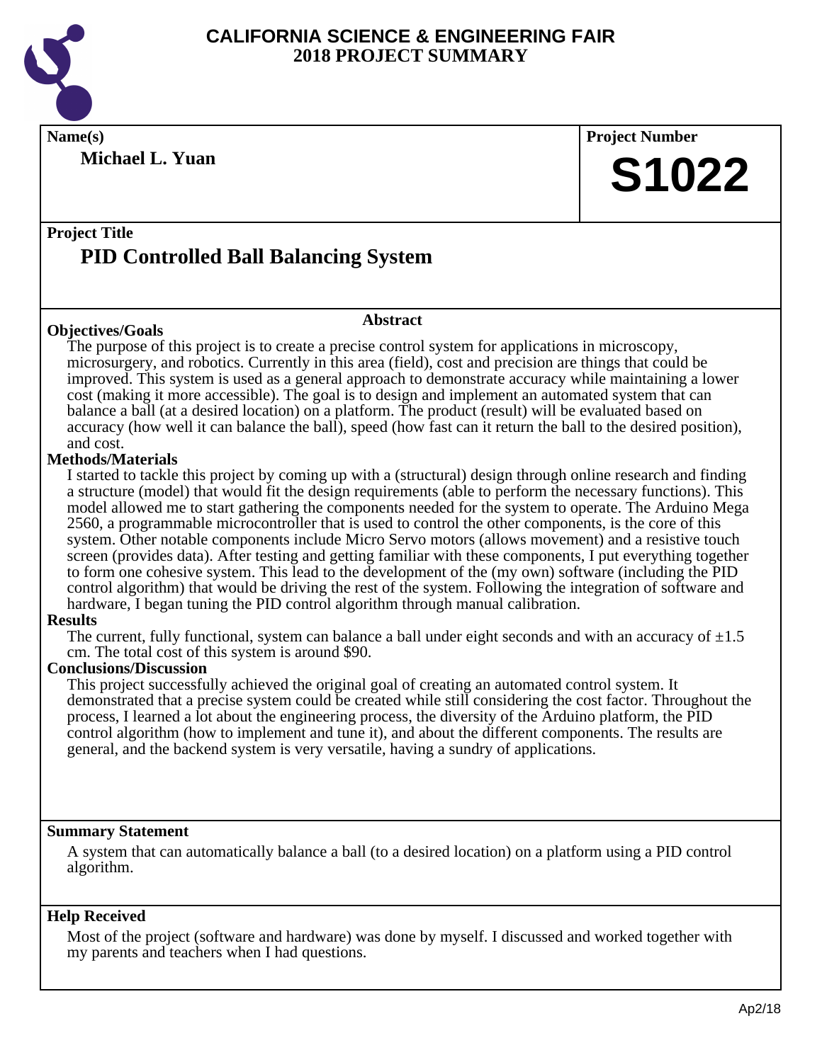# CALIFORNIA SCIENCE & ENGINEERING FAIR
## 2018 PROJECT SUMMARY

**Name(s)**

**Michael L. Yuan**

**Project Number**

# S1022

**Project Title**

## PID Controlled Ball Balancing System

### Abstract

**Objectives/Goals**

The purpose of this project is to create a precise control system for applications in microscopy, microsurgery, and robotics. Currently in this area (field), cost and precision are things that could be improved. This system is used as a general approach to demonstrate accuracy while maintaining a lower cost (making it more accessible). The goal is to design and implement an automated system that can balance a ball (at a desired location) on a platform. The product (result) will be evaluated based on accuracy (how well it can balance the ball), speed (how fast can it return the ball to the desired position), and cost.

**Methods/Materials**

I started to tackle this project by coming up with a (structural) design through online research and finding a structure (model) that would fit the design requirements (able to perform the necessary functions). This model allowed me to start gathering the components needed for the system to operate. The Arduino Mega 2560, a programmable microcontroller that is used to control the other components, is the core of this system. Other notable components include Micro Servo motors (allows movement) and a resistive touch screen (provides data). After testing and getting familiar with these components, I put everything together to form one cohesive system. This lead to the development of the (my own) software (including the PID control algorithm) that would be driving the rest of the system. Following the integration of software and hardware, I began tuning the PID control algorithm through manual calibration.

**Results**

The current, fully functional, system can balance a ball under eight seconds and with an accuracy of $\pm 1.5$ cm. The total cost of this system is around \$90.

**Conclusions/Discussion**

This project successfully achieved the original goal of creating an automated control system. It demonstrated that a precise system could be created while still considering the cost factor. Throughout the process, I learned a lot about the engineering process, the diversity of the Arduino platform, the PID control algorithm (how to implement and tune it), and about the different components. The results are general, and the backend system is very versatile, having a sundry of applications.

**Summary Statement**

A system that can automatically balance a ball (to a desired location) on a platform using a PID control algorithm.

**Help Received**

Most of the project (software and hardware) was done by myself. I discussed and worked together with my parents and teachers when I had questions.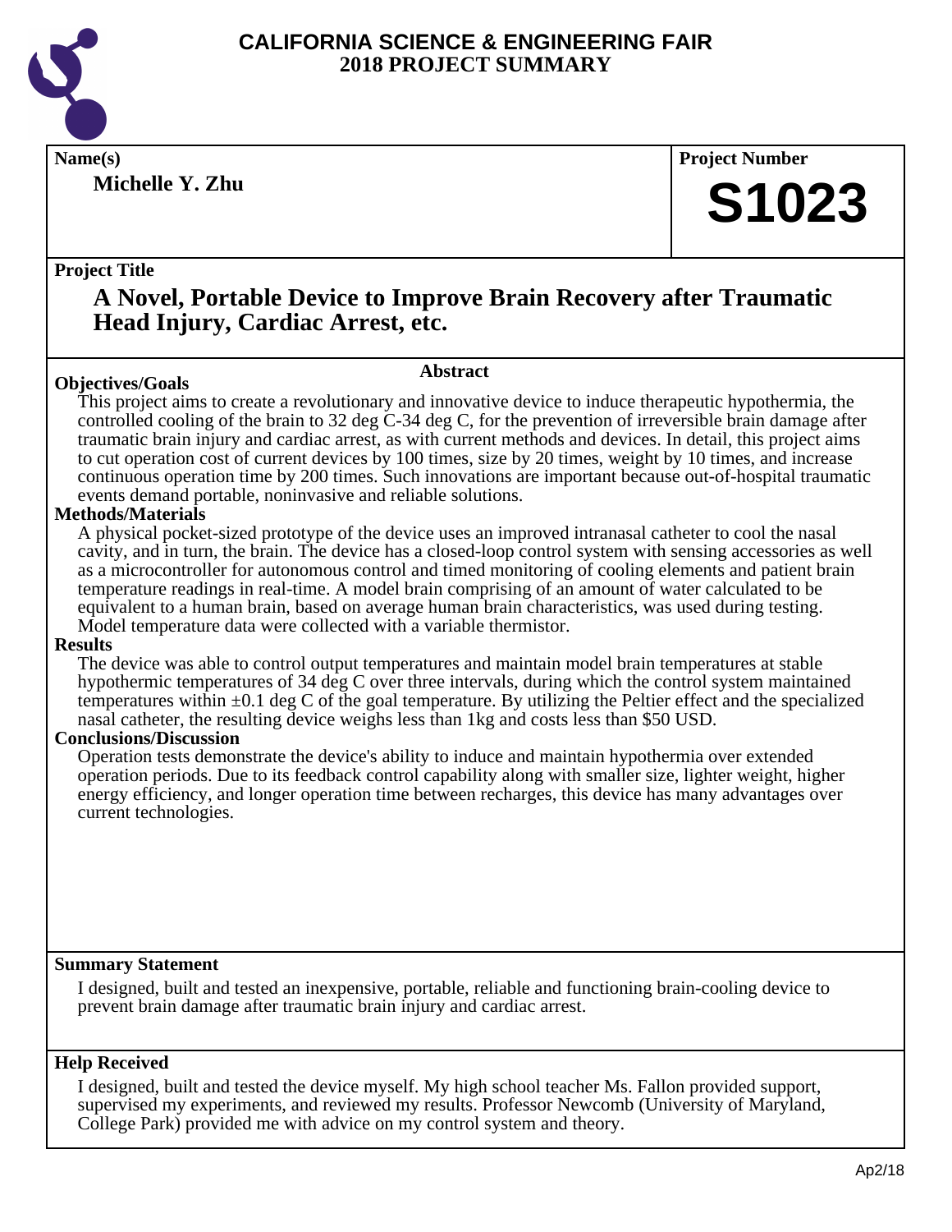# CALIFORNIA SCIENCE & ENGINEERING FAIR
# 2018 PROJECT SUMMARY

**Name(s)**

**Michelle Y. Zhu**

**Project Number**

# S1023

**Project Title**

## A Novel, Portable Device to Improve Brain Recovery after Traumatic Head Injury, Cardiac Arrest, etc.

### Abstract

**Objectives/Goals**

This project aims to create a revolutionary and innovative device to induce therapeutic hypothermia, the controlled cooling of the brain to 32 deg C-34 deg C, for the prevention of irreversible brain damage after traumatic brain injury and cardiac arrest, as with current methods and devices. In detail, this project aims to cut operation cost of current devices by 100 times, size by 20 times, weight by 10 times, and increase continuous operation time by 200 times. Such innovations are important because out-of-hospital traumatic events demand portable, noninvasive and reliable solutions.

**Methods/Materials**

A physical pocket-sized prototype of the device uses an improved intranasal catheter to cool the nasal cavity, and in turn, the brain. The device has a closed-loop control system with sensing accessories as well as a microcontroller for autonomous control and timed monitoring of cooling elements and patient brain temperature readings in real-time. A model brain comprising of an amount of water calculated to be equivalent to a human brain, based on average human brain characteristics, was used during testing. Model temperature data were collected with a variable thermistor.

**Results**

The device was able to control output temperatures and maintain model brain temperatures at stable hypothermic temperatures of 34 deg C over three intervals, during which the control system maintained temperatures within $\pm 0.1$ deg C of the goal temperature. By utilizing the Peltier effect and the specialized nasal catheter, the resulting device weighs less than 1kg and costs less than $50 USD.

**Conclusions/Discussion**

Operation tests demonstrate the device's ability to induce and maintain hypothermia over extended operation periods. Due to its feedback control capability along with smaller size, lighter weight, higher energy efficiency, and longer operation time between recharges, this device has many advantages over current technologies.

**Summary Statement**

I designed, built and tested an inexpensive, portable, reliable and functioning brain-cooling device to prevent brain damage after traumatic brain injury and cardiac arrest.

**Help Received**

I designed, built and tested the device myself. My high school teacher Ms. Fallon provided support, supervised my experiments, and reviewed my results. Professor Newcomb (University of Maryland, College Park) provided me with advice on my control system and theory.